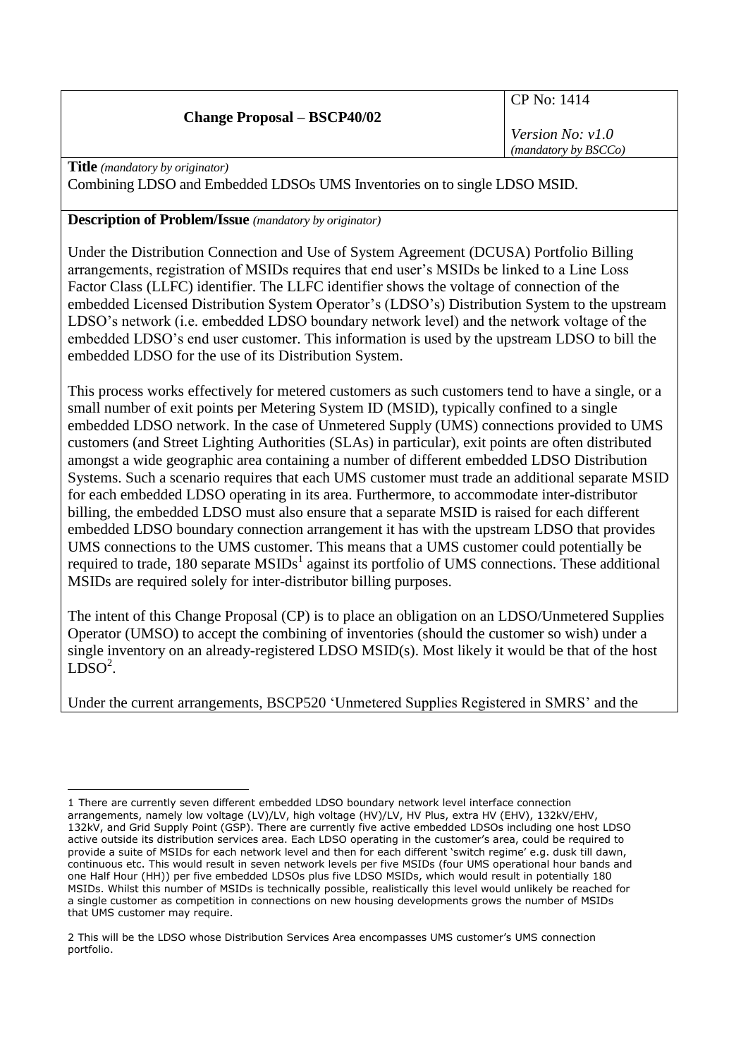| Change Proposal – BSCP40/02 | CP No: 1414<br><br>*Version No: v1.0*<br>*(mandatory by BSCCo)* |
| --- | --- |

**Title** *(mandatory by originator)*

Combining LDSO and Embedded LDSOs UMS Inventories on to single LDSO MSID.

**Description of Problem/Issue** *(mandatory by originator)*

Under the Distribution Connection and Use of System Agreement (DCUSA) Portfolio Billing arrangements, registration of MSIDs requires that end user's MSIDs be linked to a Line Loss Factor Class (LLFC) identifier. The LLFC identifier shows the voltage of connection of the embedded Licensed Distribution System Operator's (LDSO's) Distribution System to the upstream LDSO's network (i.e. embedded LDSO boundary network level) and the network voltage of the embedded LDSO's end user customer. This information is used by the upstream LDSO to bill the embedded LDSO for the use of its Distribution System.

This process works effectively for metered customers as such customers tend to have a single, or a small number of exit points per Metering System ID (MSID), typically confined to a single embedded LDSO network. In the case of Unmetered Supply (UMS) connections provided to UMS customers (and Street Lighting Authorities (SLAs) in particular), exit points are often distributed amongst a wide geographic area containing a number of different embedded LDSO Distribution Systems. Such a scenario requires that each UMS customer must trade an additional separate MSID for each embedded LDSO operating in its area. Furthermore, to accommodate inter-distributor billing, the embedded LDSO must also ensure that a separate MSID is raised for each different embedded LDSO boundary connection arrangement it has with the upstream LDSO that provides UMS connections to the UMS customer. This means that a UMS customer could potentially be required to trade, 180 separate MSIDs[1] against its portfolio of UMS connections. These additional MSIDs are required solely for inter-distributor billing purposes.

The intent of this Change Proposal (CP) is to place an obligation on an LDSO/Unmetered Supplies Operator (UMSO) to accept the combining of inventories (should the customer so wish) under a single inventory on an already-registered LDSO MSID(s). Most likely it would be that of the host LDSO[2].

Under the current arrangements, BSCP520 'Unmetered Supplies Registered in SMRS' and the

---

1 There are currently seven different embedded LDSO boundary network level interface connection arrangements, namely low voltage (LV)/LV, high voltage (HV)/LV, HV Plus, extra HV (EHV), 132kV/EHV, 132kV, and Grid Supply Point (GSP). There are currently five active embedded LDSOs including one host LDSO active outside its distribution services area. Each LDSO operating in the customer's area, could be required to provide a suite of MSIDs for each network level and then for each different 'switch regime' e.g. dusk till dawn, continuous etc. This would result in seven network levels per five MSIDs (four UMS operational hour bands and one Half Hour (HH)) per five embedded LDSOs plus five LDSO MSIDs, which would result in potentially 180 MSIDs. Whilst this number of MSIDs is technically possible, realistically this level would unlikely be reached for a single customer as competition in connections on new housing developments grows the number of MSIDs that UMS customer may require.

2 This will be the LDSO whose Distribution Services Area encompasses UMS customer's UMS connection portfolio.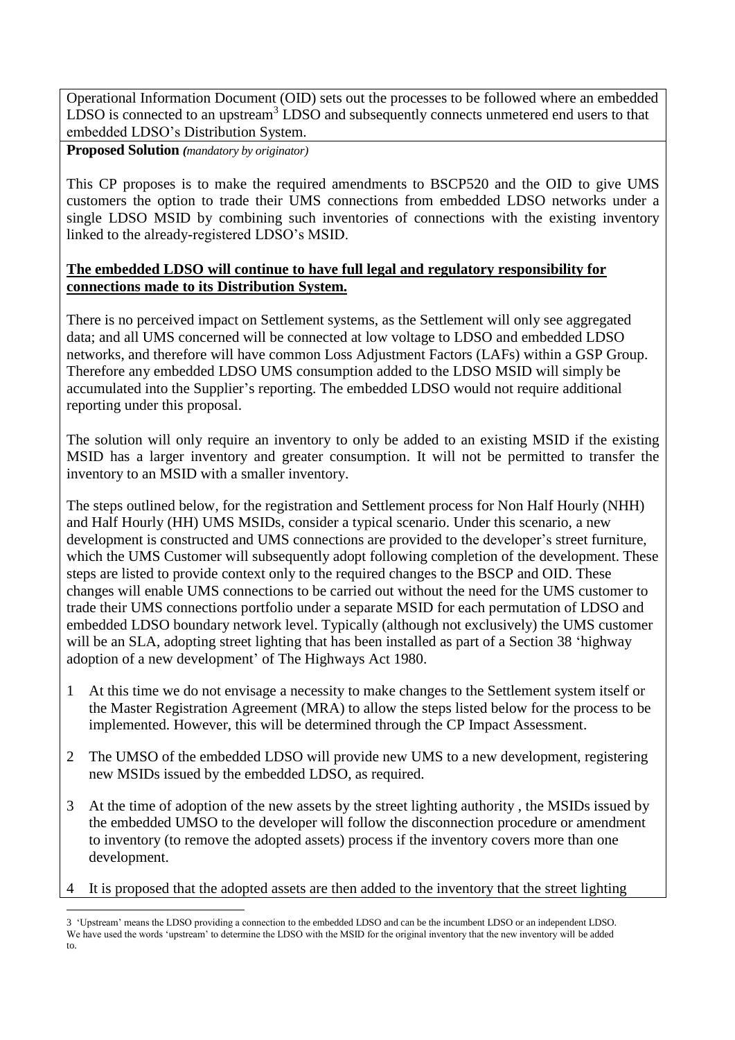Operational Information Document (OID) sets out the processes to be followed where an embedded LDSO is connected to an upstream[3] LDSO and subsequently connects unmetered end users to that embedded LDSO's Distribution System.

**Proposed Solution** ***(mandatory by originator)***

This CP proposes is to make the required amendments to BSCP520 and the OID to give UMS customers the option to trade their UMS connections from embedded LDSO networks under a single LDSO MSID by combining such inventories of connections with the existing inventory linked to the already-registered LDSO's MSID.

**The embedded LDSO will continue to have full legal and regulatory responsibility for connections made to its Distribution System.**

There is no perceived impact on Settlement systems, as the Settlement will only see aggregated data; and all UMS concerned will be connected at low voltage to LDSO and embedded LDSO networks, and therefore will have common Loss Adjustment Factors (LAFs) within a GSP Group. Therefore any embedded LDSO UMS consumption added to the LDSO MSID will simply be accumulated into the Supplier's reporting. The embedded LDSO would not require additional reporting under this proposal.

The solution will only require an inventory to only be added to an existing MSID if the existing MSID has a larger inventory and greater consumption. It will not be permitted to transfer the inventory to an MSID with a smaller inventory.

The steps outlined below, for the registration and Settlement process for Non Half Hourly (NHH) and Half Hourly (HH) UMS MSIDs, consider a typical scenario. Under this scenario, a new development is constructed and UMS connections are provided to the developer's street furniture, which the UMS Customer will subsequently adopt following completion of the development. These steps are listed to provide context only to the required changes to the BSCP and OID. These changes will enable UMS connections to be carried out without the need for the UMS customer to trade their UMS connections portfolio under a separate MSID for each permutation of LDSO and embedded LDSO boundary network level. Typically (although not exclusively) the UMS customer will be an SLA, adopting street lighting that has been installed as part of a Section 38 'highway adoption of a new development' of The Highways Act 1980.

1. At this time we do not envisage a necessity to make changes to the Settlement system itself or the Master Registration Agreement (MRA) to allow the steps listed below for the process to be implemented. However, this will be determined through the CP Impact Assessment.
2. The UMSO of the embedded LDSO will provide new UMS to a new development, registering new MSIDs issued by the embedded LDSO, as required.
3. At the time of adoption of the new assets by the street lighting authority , the MSIDs issued by the embedded UMSO to the developer will follow the disconnection procedure or amendment to inventory (to remove the adopted assets) process if the inventory covers more than one development.
4. It is proposed that the adopted assets are then added to the inventory that the street lighting

[3] 'Upstream' means the LDSO providing a connection to the embedded LDSO and can be the incumbent LDSO or an independent LDSO. We have used the words 'upstream' to determine the LDSO with the MSID for the original inventory that the new inventory will be added to.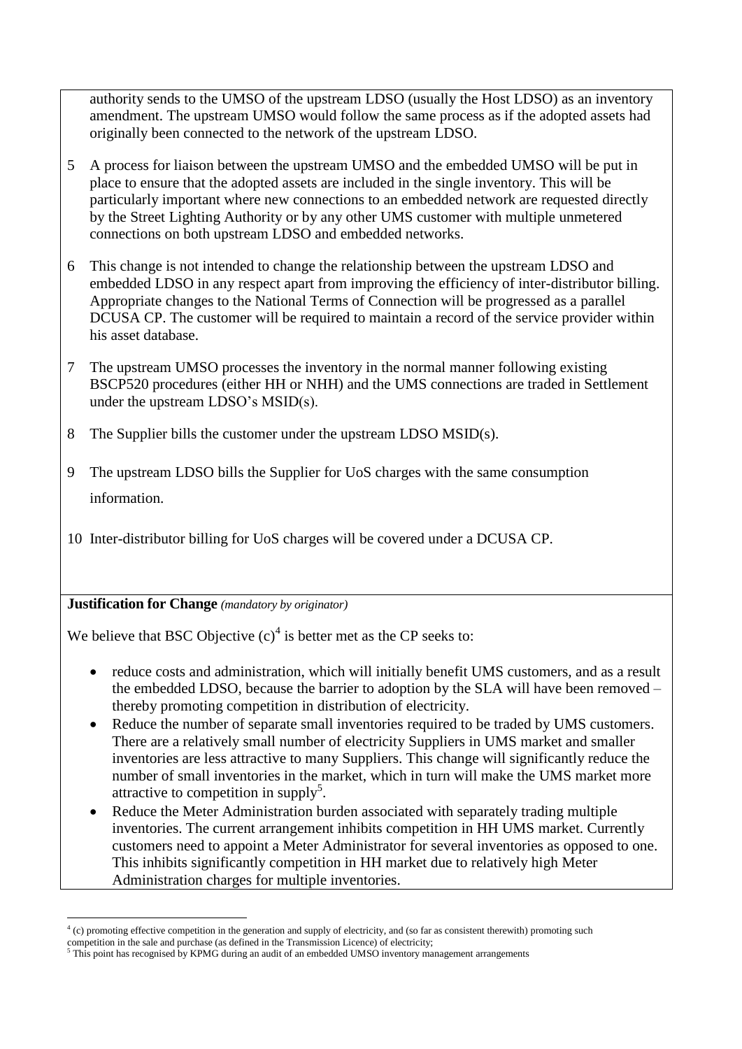authority sends to the UMSO of the upstream LDSO (usually the Host LDSO) as an inventory amendment. The upstream UMSO would follow the same process as if the adopted assets had originally been connected to the network of the upstream LDSO.

5. A process for liaison between the upstream UMSO and the embedded UMSO will be put in place to ensure that the adopted assets are included in the single inventory. This will be particularly important where new connections to an embedded network are requested directly by the Street Lighting Authority or by any other UMS customer with multiple unmetered connections on both upstream LDSO and embedded networks.

6. This change is not intended to change the relationship between the upstream LDSO and embedded LDSO in any respect apart from improving the efficiency of inter-distributor billing. Appropriate changes to the National Terms of Connection will be progressed as a parallel DCUSA CP. The customer will be required to maintain a record of the service provider within his asset database.

7. The upstream UMSO processes the inventory in the normal manner following existing BSCP520 procedures (either HH or NHH) and the UMS connections are traded in Settlement under the upstream LDSO's MSID(s).

8. The Supplier bills the customer under the upstream LDSO MSID(s).

9. The upstream LDSO bills the Supplier for UoS charges with the same consumption information.

10. Inter-distributor billing for UoS charges will be covered under a DCUSA CP.

**Justification for Change** *(mandatory by originator)*

We believe that BSC Objective (c)[4] is better met as the CP seeks to:

- reduce costs and administration, which will initially benefit UMS customers, and as a result the embedded LDSO, because the barrier to adoption by the SLA will have been removed – thereby promoting competition in distribution of electricity.
- Reduce the number of separate small inventories required to be traded by UMS customers. There are a relatively small number of electricity Suppliers in UMS market and smaller inventories are less attractive to many Suppliers. This change will significantly reduce the number of small inventories in the market, which in turn will make the UMS market more attractive to competition in supply[5].
- Reduce the Meter Administration burden associated with separately trading multiple inventories. The current arrangement inhibits competition in HH UMS market. Currently customers need to appoint a Meter Administrator for several inventories as opposed to one. This inhibits significantly competition in HH market due to relatively high Meter Administration charges for multiple inventories.

---

[4] (c) promoting effective competition in the generation and supply of electricity, and (so far as consistent therewith) promoting such competition in the sale and purchase (as defined in the Transmission Licence) of electricity;

[5] This point has recognised by KPMG during an audit of an embedded UMSO inventory management arrangements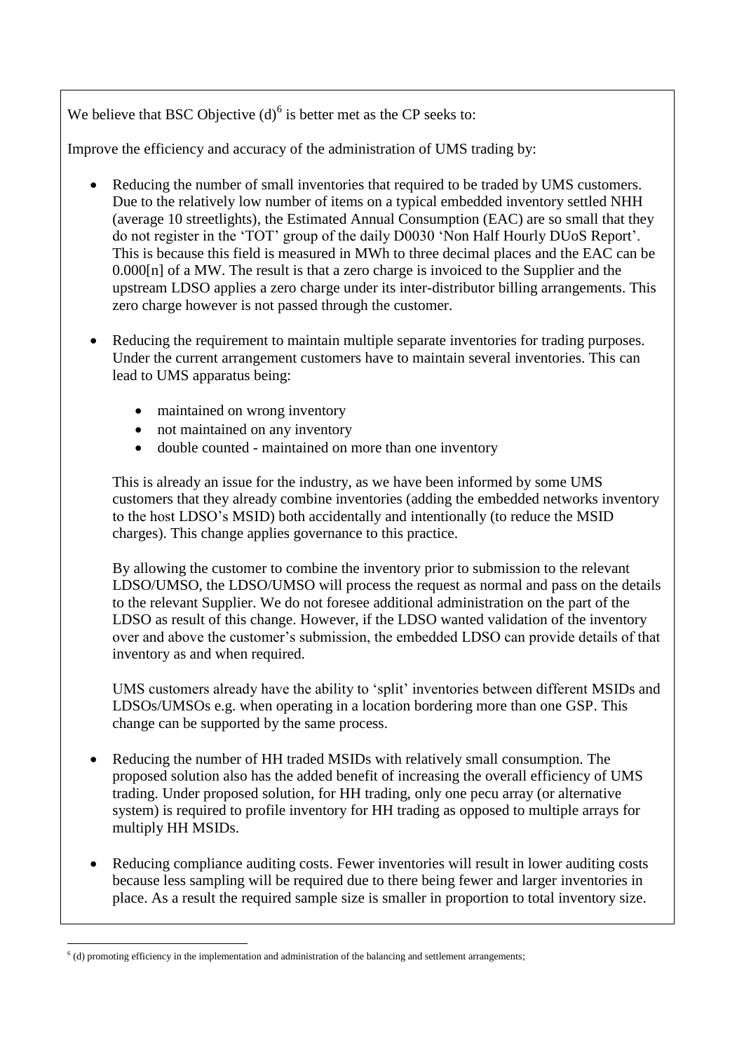We believe that BSC Objective (d)[6] is better met as the CP seeks to:

Improve the efficiency and accuracy of the administration of UMS trading by:

- Reducing the number of small inventories that required to be traded by UMS customers. Due to the relatively low number of items on a typical embedded inventory settled NHH (average 10 streetlights), the Estimated Annual Consumption (EAC) are so small that they do not register in the 'TOT' group of the daily D0030 'Non Half Hourly DUoS Report'. This is because this field is measured in MWh to three decimal places and the EAC can be 0.000[n] of a MW. The result is that a zero charge is invoiced to the Supplier and the upstream LDSO applies a zero charge under its inter-distributor billing arrangements. This zero charge however is not passed through the customer.

- Reducing the requirement to maintain multiple separate inventories for trading purposes. Under the current arrangement customers have to maintain several inventories. This can lead to UMS apparatus being:

  - maintained on wrong inventory
  - not maintained on any inventory
  - double counted - maintained on more than one inventory

  This is already an issue for the industry, as we have been informed by some UMS customers that they already combine inventories (adding the embedded networks inventory to the host LDSO's MSID) both accidentally and intentionally (to reduce the MSID charges). This change applies governance to this practice.

  By allowing the customer to combine the inventory prior to submission to the relevant LDSO/UMSO, the LDSO/UMSO will process the request as normal and pass on the details to the relevant Supplier. We do not foresee additional administration on the part of the LDSO as result of this change. However, if the LDSO wanted validation of the inventory over and above the customer's submission, the embedded LDSO can provide details of that inventory as and when required.

  UMS customers already have the ability to 'split' inventories between different MSIDs and LDSOs/UMSOs e.g. when operating in a location bordering more than one GSP. This change can be supported by the same process.

- Reducing the number of HH traded MSIDs with relatively small consumption. The proposed solution also has the added benefit of increasing the overall efficiency of UMS trading. Under proposed solution, for HH trading, only one pecu array (or alternative system) is required to profile inventory for HH trading as opposed to multiple arrays for multiply HH MSIDs.

- Reducing compliance auditing costs. Fewer inventories will result in lower auditing costs because less sampling will be required due to there being fewer and larger inventories in place. As a result the required sample size is smaller in proportion to total inventory size.

---

[6] (d) promoting efficiency in the implementation and administration of the balancing and settlement arrangements;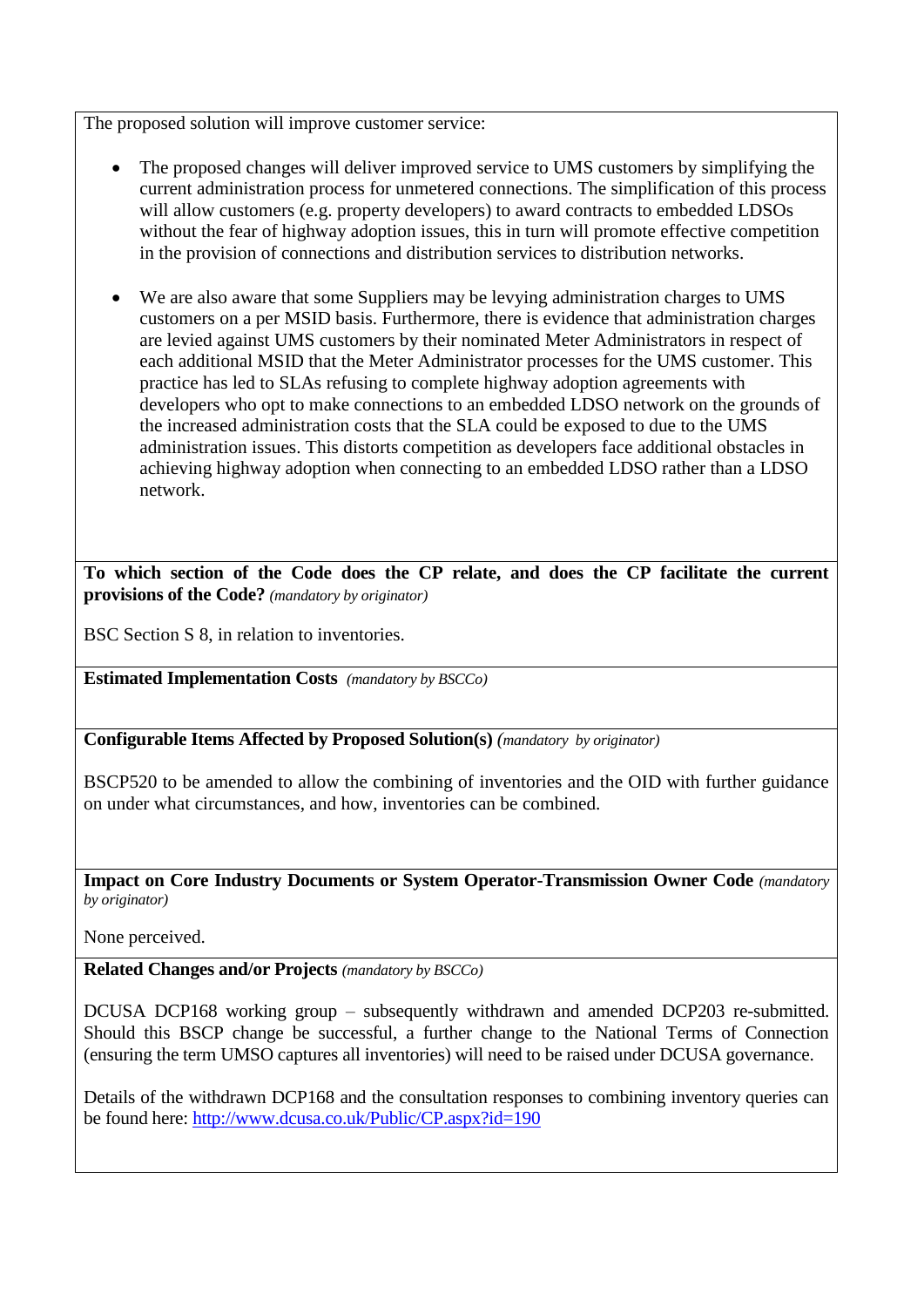The proposed solution will improve customer service:

- The proposed changes will deliver improved service to UMS customers by simplifying the current administration process for unmetered connections. The simplification of this process will allow customers (e.g. property developers) to award contracts to embedded LDSOs without the fear of highway adoption issues, this in turn will promote effective competition in the provision of connections and distribution services to distribution networks.

- We are also aware that some Suppliers may be levying administration charges to UMS customers on a per MSID basis. Furthermore, there is evidence that administration charges are levied against UMS customers by their nominated Meter Administrators in respect of each additional MSID that the Meter Administrator processes for the UMS customer. This practice has led to SLAs refusing to complete highway adoption agreements with developers who opt to make connections to an embedded LDSO network on the grounds of the increased administration costs that the SLA could be exposed to due to the UMS administration issues. This distorts competition as developers face additional obstacles in achieving highway adoption when connecting to an embedded LDSO rather than a LDSO network.

**To which section of the Code does the CP relate, and does the CP facilitate the current provisions of the Code?** *(mandatory by originator)*

BSC Section S 8, in relation to inventories.

**Estimated Implementation Costs** *(mandatory by BSCCo)*

**Configurable Items Affected by Proposed Solution(s)** *(mandatory by originator)*

BSCP520 to be amended to allow the combining of inventories and the OID with further guidance on under what circumstances, and how, inventories can be combined.

**Impact on Core Industry Documents or System Operator-Transmission Owner Code** *(mandatory by originator)*

None perceived.

**Related Changes and/or Projects** *(mandatory by BSCCo)*

DCUSA DCP168 working group – subsequently withdrawn and amended DCP203 re-submitted. Should this BSCP change be successful, a further change to the National Terms of Connection (ensuring the term UMSO captures all inventories) will need to be raised under DCUSA governance.

Details of the withdrawn DCP168 and the consultation responses to combining inventory queries can be found here: http://www.dcusa.co.uk/Public/CP.aspx?id=190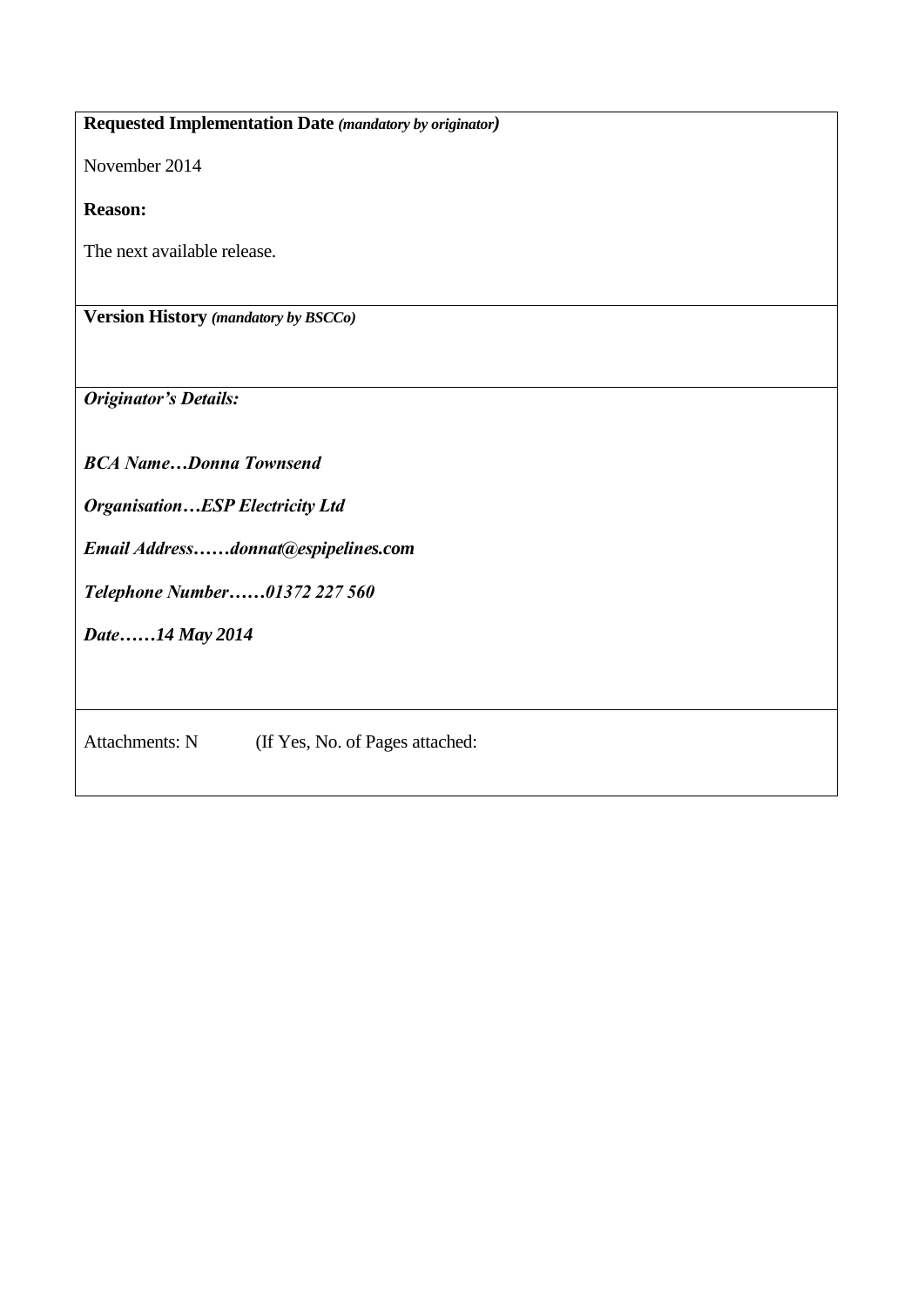**Requested Implementation Date** ***(mandatory by originator)***

November 2014

**Reason:**

The next available release.

**Version History** ***(mandatory by BSCCo)***

***Originator's Details:***

***BCA Name…Donna Townsend***

***Organisation…ESP Electricity Ltd***

***Email Address……donnat@espipelines.com***

***Telephone Number……01372 227 560***

***Date……14 May 2014***

Attachments: N (If Yes, No. of Pages attached: